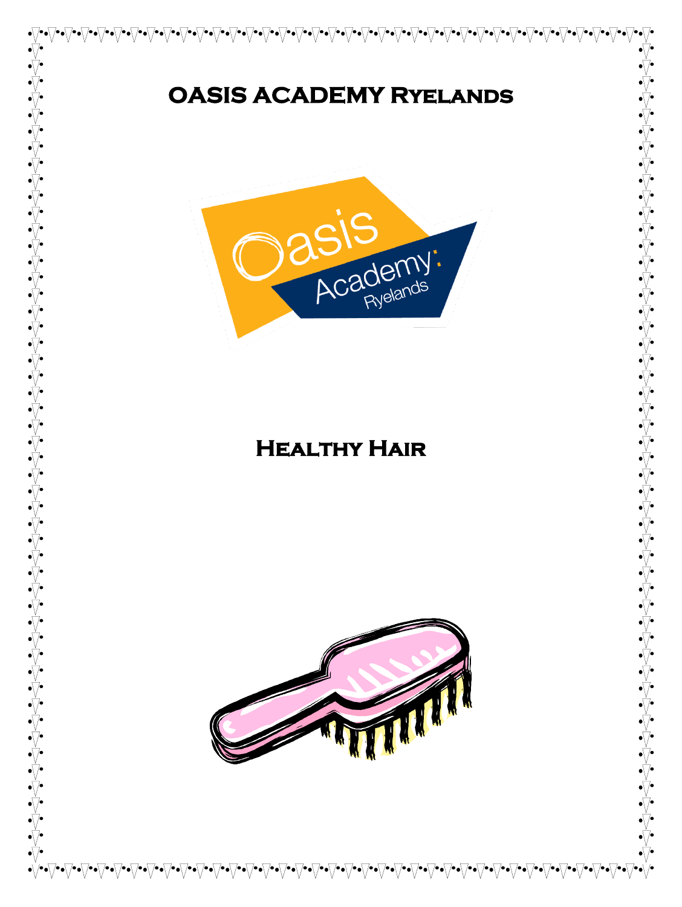# OASIS ACADEMY Ryelands

# Healthy Hair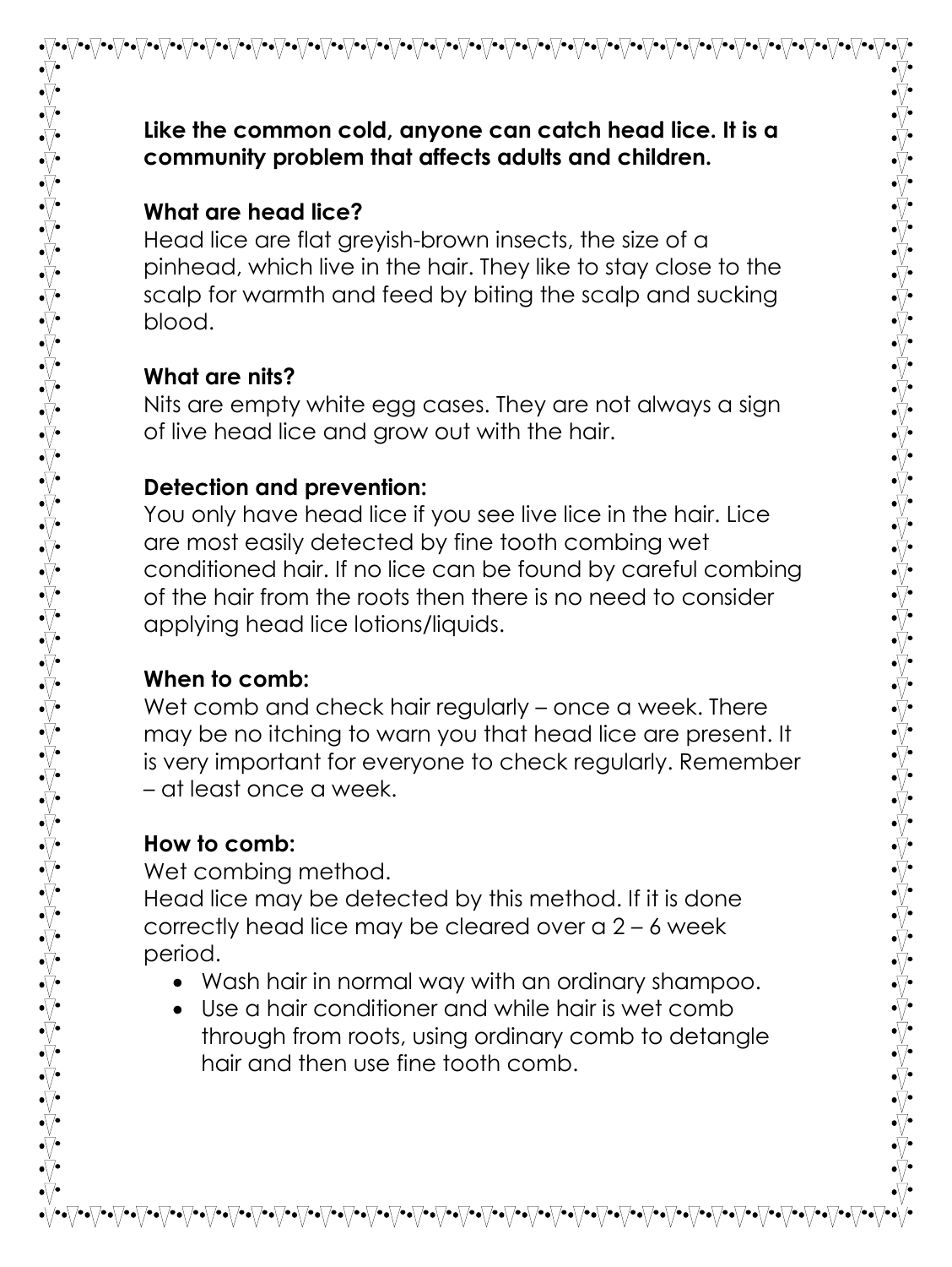**Like the common cold, anyone can catch head lice. It is a community problem that affects adults and children.**

**What are head lice?**

Head lice are flat greyish-brown insects, the size of a pinhead, which live in the hair. They like to stay close to the scalp for warmth and feed by biting the scalp and sucking blood.

**What are nits?**

Nits are empty white egg cases. They are not always a sign of live head lice and grow out with the hair.

**Detection and prevention:**

You only have head lice if you see live lice in the hair. Lice are most easily detected by fine tooth combing wet conditioned hair. If no lice can be found by careful combing of the hair from the roots then there is no need to consider applying head lice lotions/liquids.

**When to comb:**

Wet comb and check hair regularly – once a week. There may be no itching to warn you that head lice are present. It is very important for everyone to check regularly. Remember – at least once a week.

**How to comb:**

Wet combing method.

Head lice may be detected by this method. If it is done correctly head lice may be cleared over a 2 – 6 week period.

- Wash hair in normal way with an ordinary shampoo.
- Use a hair conditioner and while hair is wet comb through from roots, using ordinary comb to detangle hair and then use fine tooth comb.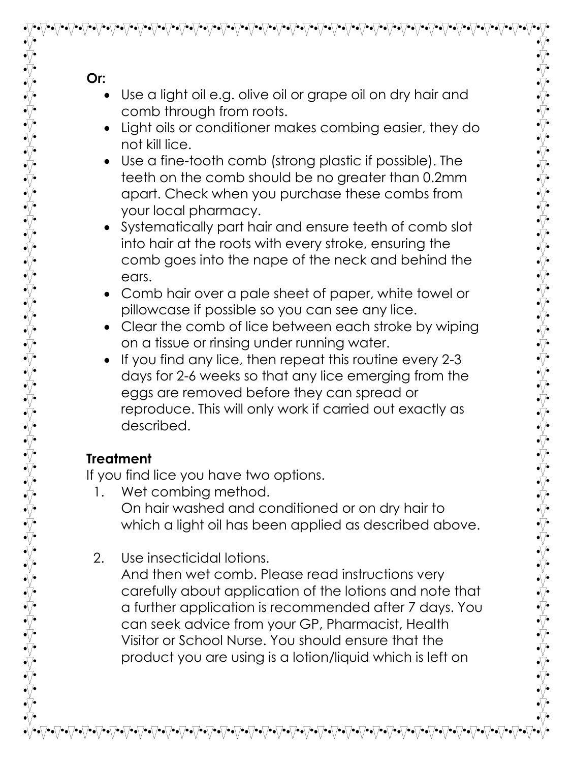**Or:**

- Use a light oil e.g. olive oil or grape oil on dry hair and comb through from roots.
- Light oils or conditioner makes combing easier, they do not kill lice.
- Use a fine-tooth comb (strong plastic if possible). The teeth on the comb should be no greater than 0.2mm apart. Check when you purchase these combs from your local pharmacy.
- Systematically part hair and ensure teeth of comb slot into hair at the roots with every stroke, ensuring the comb goes into the nape of the neck and behind the ears.
- Comb hair over a pale sheet of paper, white towel or pillowcase if possible so you can see any lice.
- Clear the comb of lice between each stroke by wiping on a tissue or rinsing under running water.
- If you find any lice, then repeat this routine every 2-3 days for 2-6 weeks so that any lice emerging from the eggs are removed before they can spread or reproduce. This will only work if carried out exactly as described.

**Treatment**

If you find lice you have two options.

1. Wet combing method.
   On hair washed and conditioned or on dry hair to which a light oil has been applied as described above.

2. Use insecticidal lotions.
   And then wet comb. Please read instructions very carefully about application of the lotions and note that a further application is recommended after 7 days. You can seek advice from your GP, Pharmacist, Health Visitor or School Nurse. You should ensure that the product you are using is a lotion/liquid which is left on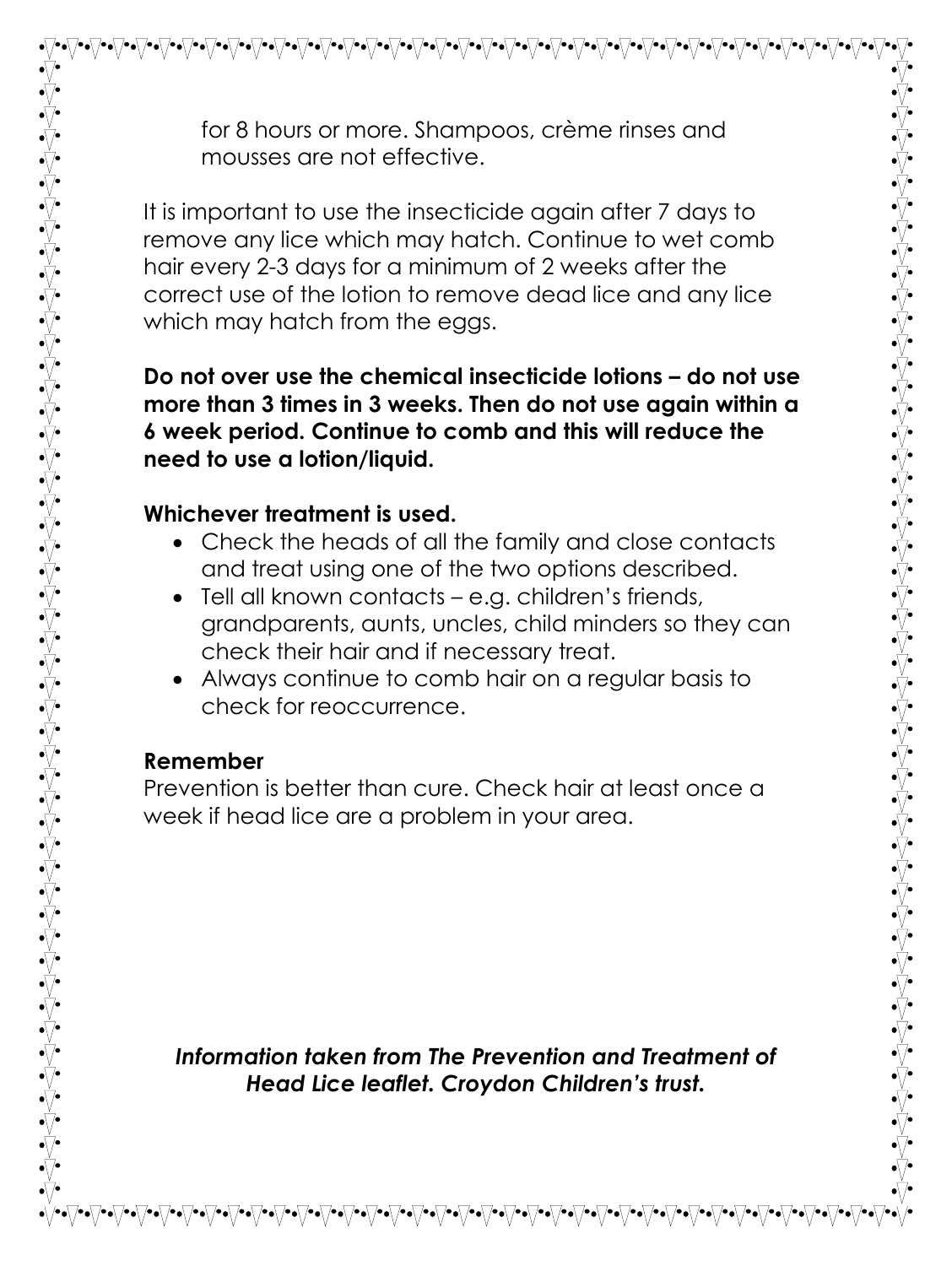for 8 hours or more. Shampoos, crème rinses and mousses are not effective.

It is important to use the insecticide again after 7 days to remove any lice which may hatch. Continue to wet comb hair every 2-3 days for a minimum of 2 weeks after the correct use of the lotion to remove dead lice and any lice which may hatch from the eggs.

**Do not over use the chemical insecticide lotions – do not use more than 3 times in 3 weeks. Then do not use again within a 6 week period. Continue to comb and this will reduce the need to use a lotion/liquid.**

**Whichever treatment is used.**

- Check the heads of all the family and close contacts and treat using one of the two options described.
- Tell all known contacts – e.g. children's friends, grandparents, aunts, uncles, child minders so they can check their hair and if necessary treat.
- Always continue to comb hair on a regular basis to check for reoccurrence.

**Remember**

Prevention is better than cure. Check hair at least once a week if head lice are a problem in your area.

***Information taken from The Prevention and Treatment of Head Lice leaflet. Croydon Children's trust.***